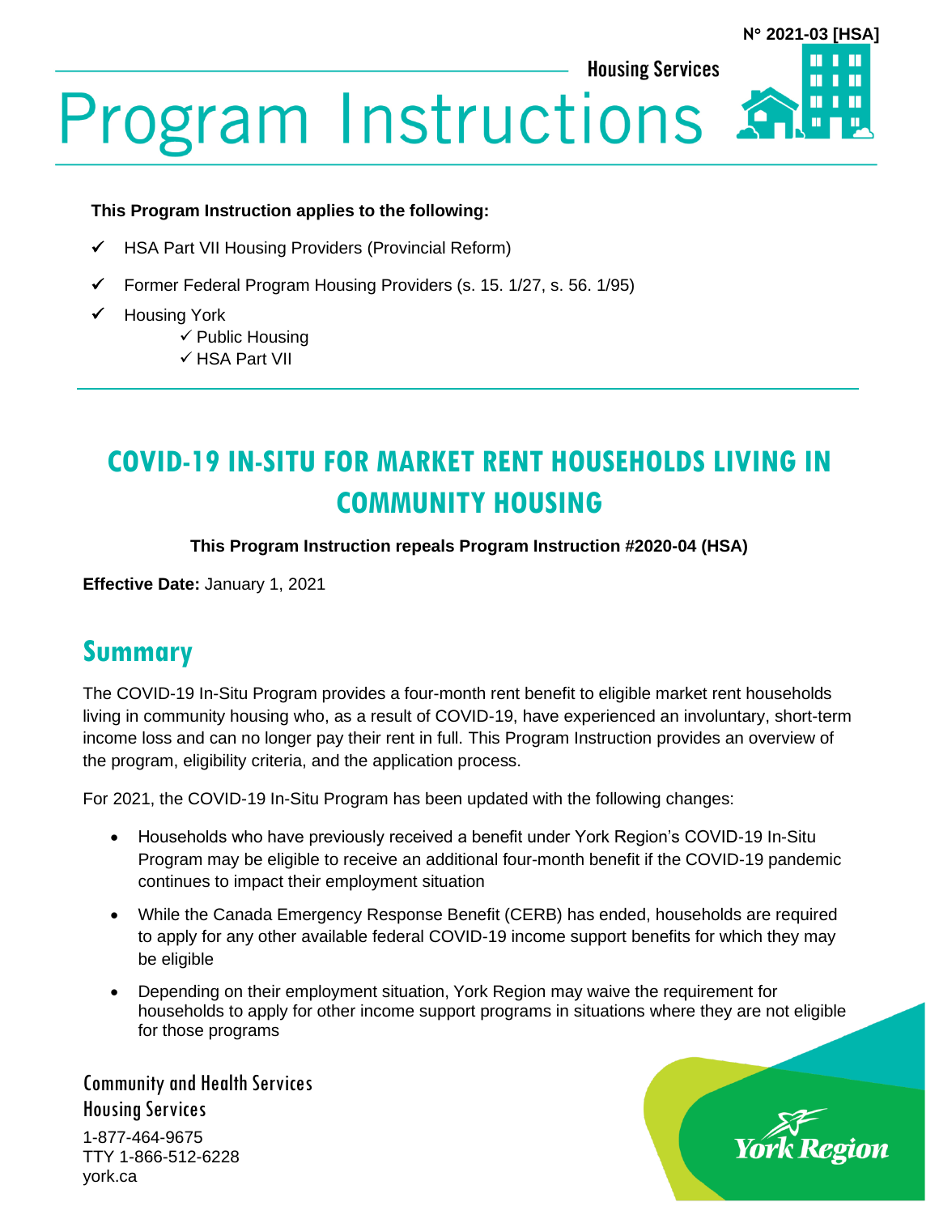N° 2021-03 [HSA]

Housing Services

# Program Instructions

**This Program Instruction applies to the following:**

- ✓ HSA Part VII Housing Providers (Provincial Reform)
- ✓ Former Federal Program Housing Providers (s. 15. 1/27, s. 56. 1/95)
- ✓ Housing York
  - ✓ Public Housing
  - ✓ HSA Part VII

## COVID-19 IN-SITU FOR MARKET RENT HOUSEHOLDS LIVING IN COMMUNITY HOUSING

**This Program Instruction repeals Program Instruction #2020-04 (HSA)**

**Effective Date:** January 1, 2021

## Summary

The COVID-19 In-Situ Program provides a four-month rent benefit to eligible market rent households living in community housing who, as a result of COVID-19, have experienced an involuntary, short-term income loss and can no longer pay their rent in full. This Program Instruction provides an overview of the program, eligibility criteria, and the application process.

For 2021, the COVID-19 In-Situ Program has been updated with the following changes:

- Households who have previously received a benefit under York Region's COVID-19 In-Situ Program may be eligible to receive an additional four-month benefit if the COVID-19 pandemic continues to impact their employment situation
- While the Canada Emergency Response Benefit (CERB) has ended, households are required to apply for any other available federal COVID-19 income support benefits for which they may be eligible
- Depending on their employment situation, York Region may waive the requirement for households to apply for other income support programs in situations where they are not eligible for those programs

Community and Health Services
Housing Services
1-877-464-9675
TTY 1-866-512-6228
york.ca

York Region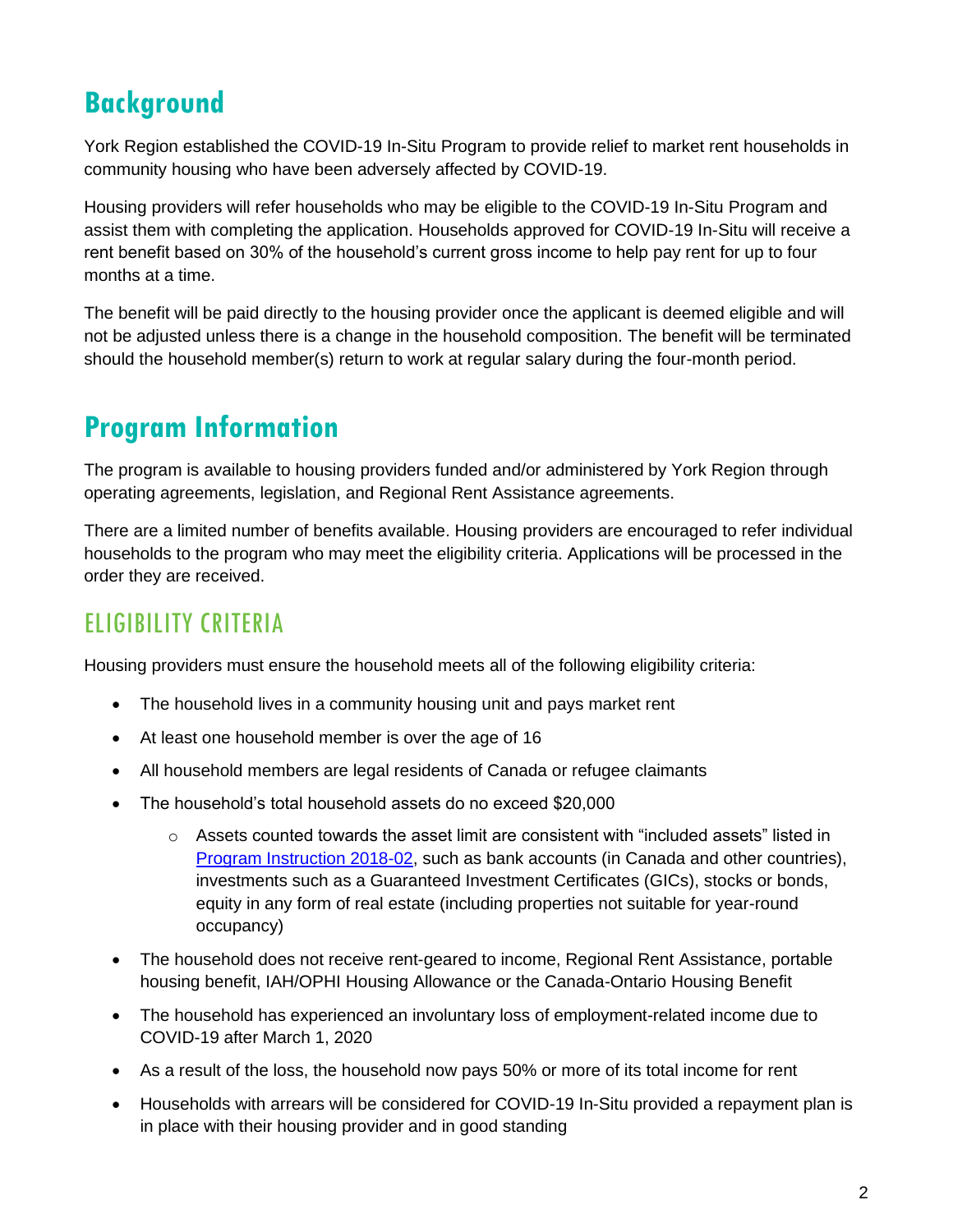# Background

York Region established the COVID-19 In-Situ Program to provide relief to market rent households in community housing who have been adversely affected by COVID-19.

Housing providers will refer households who may be eligible to the COVID-19 In-Situ Program and assist them with completing the application. Households approved for COVID-19 In-Situ will receive a rent benefit based on 30% of the household's current gross income to help pay rent for up to four months at a time.

The benefit will be paid directly to the housing provider once the applicant is deemed eligible and will not be adjusted unless there is a change in the household composition. The benefit will be terminated should the household member(s) return to work at regular salary during the four-month period.

# Program Information

The program is available to housing providers funded and/or administered by York Region through operating agreements, legislation, and Regional Rent Assistance agreements.

There are a limited number of benefits available. Housing providers are encouraged to refer individual households to the program who may meet the eligibility criteria. Applications will be processed in the order they are received.

## ELIGIBILITY CRITERIA

Housing providers must ensure the household meets all of the following eligibility criteria:

- The household lives in a community housing unit and pays market rent
- At least one household member is over the age of 16
- All household members are legal residents of Canada or refugee claimants
- The household's total household assets do no exceed $20,000
  - Assets counted towards the asset limit are consistent with "included assets" listed in Program Instruction 2018-02, such as bank accounts (in Canada and other countries), investments such as a Guaranteed Investment Certificates (GICs), stocks or bonds, equity in any form of real estate (including properties not suitable for year-round occupancy)
- The household does not receive rent-geared to income, Regional Rent Assistance, portable housing benefit, IAH/OPHI Housing Allowance or the Canada-Ontario Housing Benefit
- The household has experienced an involuntary loss of employment-related income due to COVID-19 after March 1, 2020
- As a result of the loss, the household now pays 50% or more of its total income for rent
- Households with arrears will be considered for COVID-19 In-Situ provided a repayment plan is in place with their housing provider and in good standing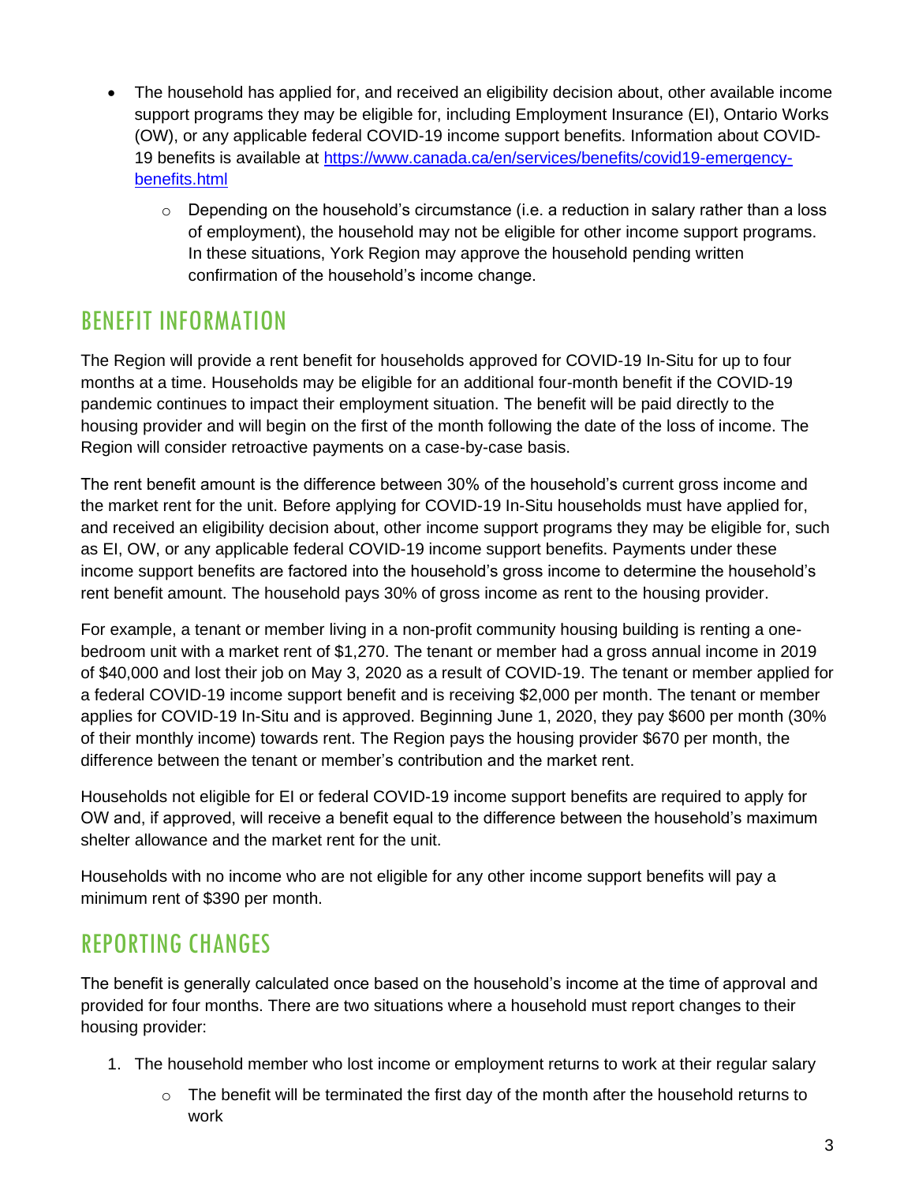- The household has applied for, and received an eligibility decision about, other available income support programs they may be eligible for, including Employment Insurance (EI), Ontario Works (OW), or any applicable federal COVID-19 income support benefits. Information about COVID-19 benefits is available at [https://www.canada.ca/en/services/benefits/covid19-emergency-benefits.html](https://www.canada.ca/en/services/benefits/covid19-emergency-benefits.html)
    - Depending on the household's circumstance (i.e. a reduction in salary rather than a loss of employment), the household may not be eligible for other income support programs. In these situations, York Region may approve the household pending written confirmation of the household's income change.

## BENEFIT INFORMATION

The Region will provide a rent benefit for households approved for COVID-19 In-Situ for up to four months at a time. Households may be eligible for an additional four-month benefit if the COVID-19 pandemic continues to impact their employment situation. The benefit will be paid directly to the housing provider and will begin on the first of the month following the date of the loss of income. The Region will consider retroactive payments on a case-by-case basis.

The rent benefit amount is the difference between 30% of the household's current gross income and the market rent for the unit. Before applying for COVID-19 In-Situ households must have applied for, and received an eligibility decision about, other income support programs they may be eligible for, such as EI, OW, or any applicable federal COVID-19 income support benefits. Payments under these income support benefits are factored into the household's gross income to determine the household's rent benefit amount. The household pays 30% of gross income as rent to the housing provider.

For example, a tenant or member living in a non-profit community housing building is renting a one-bedroom unit with a market rent of $1,270. The tenant or member had a gross annual income in 2019 of $40,000 and lost their job on May 3, 2020 as a result of COVID-19. The tenant or member applied for a federal COVID-19 income support benefit and is receiving $2,000 per month. The tenant or member applies for COVID-19 In-Situ and is approved. Beginning June 1, 2020, they pay $600 per month (30% of their monthly income) towards rent. The Region pays the housing provider $670 per month, the difference between the tenant or member's contribution and the market rent.

Households not eligible for EI or federal COVID-19 income support benefits are required to apply for OW and, if approved, will receive a benefit equal to the difference between the household's maximum shelter allowance and the market rent for the unit.

Households with no income who are not eligible for any other income support benefits will pay a minimum rent of $390 per month.

## REPORTING CHANGES

The benefit is generally calculated once based on the household's income at the time of approval and provided for four months. There are two situations where a household must report changes to their housing provider:

1. The household member who lost income or employment returns to work at their regular salary
    - The benefit will be terminated the first day of the month after the household returns to work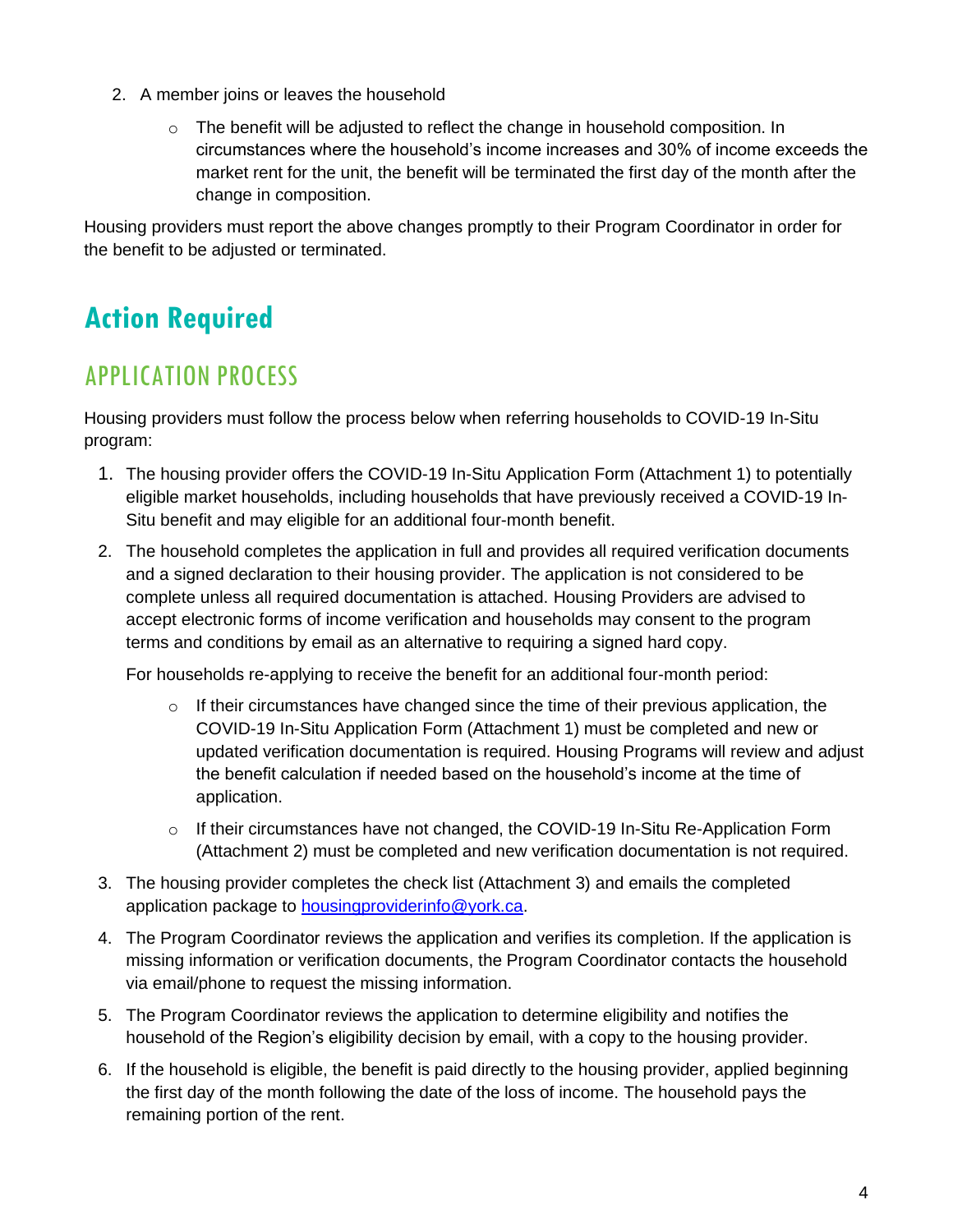2. A member joins or leaves the household

    - The benefit will be adjusted to reflect the change in household composition. In circumstances where the household's income increases and 30% of income exceeds the market rent for the unit, the benefit will be terminated the first day of the month after the change in composition.

Housing providers must report the above changes promptly to their Program Coordinator in order for the benefit to be adjusted or terminated.

# Action Required

## APPLICATION PROCESS

Housing providers must follow the process below when referring households to COVID-19 In-Situ program:

1. The housing provider offers the COVID-19 In-Situ Application Form (Attachment 1) to potentially eligible market households, including households that have previously received a COVID-19 In-Situ benefit and may eligible for an additional four-month benefit.
2. The household completes the application in full and provides all required verification documents and a signed declaration to their housing provider. The application is not considered to be complete unless all required documentation is attached. Housing Providers are advised to accept electronic forms of income verification and households may consent to the program terms and conditions by email as an alternative to requiring a signed hard copy.

   For households re-applying to receive the benefit for an additional four-month period:

    - If their circumstances have changed since the time of their previous application, the COVID-19 In-Situ Application Form (Attachment 1) must be completed and new or updated verification documentation is required. Housing Programs will review and adjust the benefit calculation if needed based on the household's income at the time of application.
    - If their circumstances have not changed, the COVID-19 In-Situ Re-Application Form (Attachment 2) must be completed and new verification documentation is not required.
3. The housing provider completes the check list (Attachment 3) and emails the completed application package to [housingproviderinfo@york.ca](mailto:housingproviderinfo@york.ca).
4. The Program Coordinator reviews the application and verifies its completion. If the application is missing information or verification documents, the Program Coordinator contacts the household via email/phone to request the missing information.
5. The Program Coordinator reviews the application to determine eligibility and notifies the household of the Region's eligibility decision by email, with a copy to the housing provider.
6. If the household is eligible, the benefit is paid directly to the housing provider, applied beginning the first day of the month following the date of the loss of income. The household pays the remaining portion of the rent.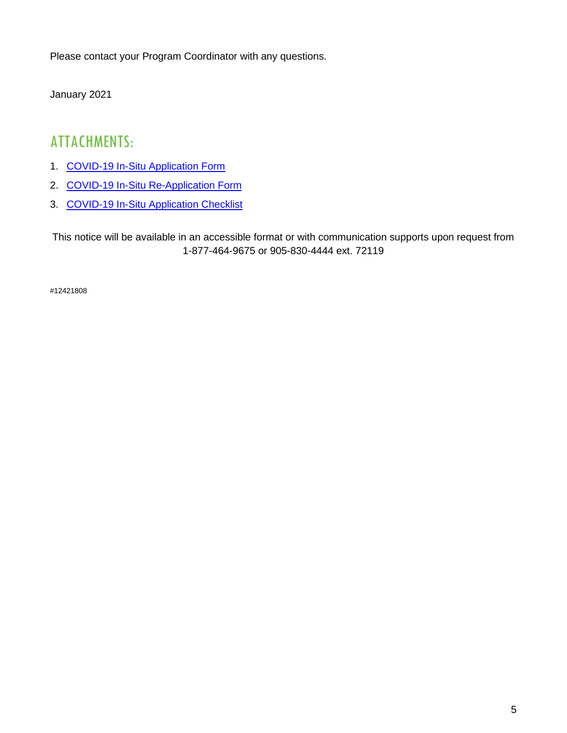Please contact your Program Coordinator with any questions.

January 2021

## ATTACHMENTS:

1. COVID-19 In-Situ Application Form
2. COVID-19 In-Situ Re-Application Form
3. COVID-19 In-Situ Application Checklist

This notice will be available in an accessible format or with communication supports upon request from 1-877-464-9675 or 905-830-4444 ext. 72119

#12421808